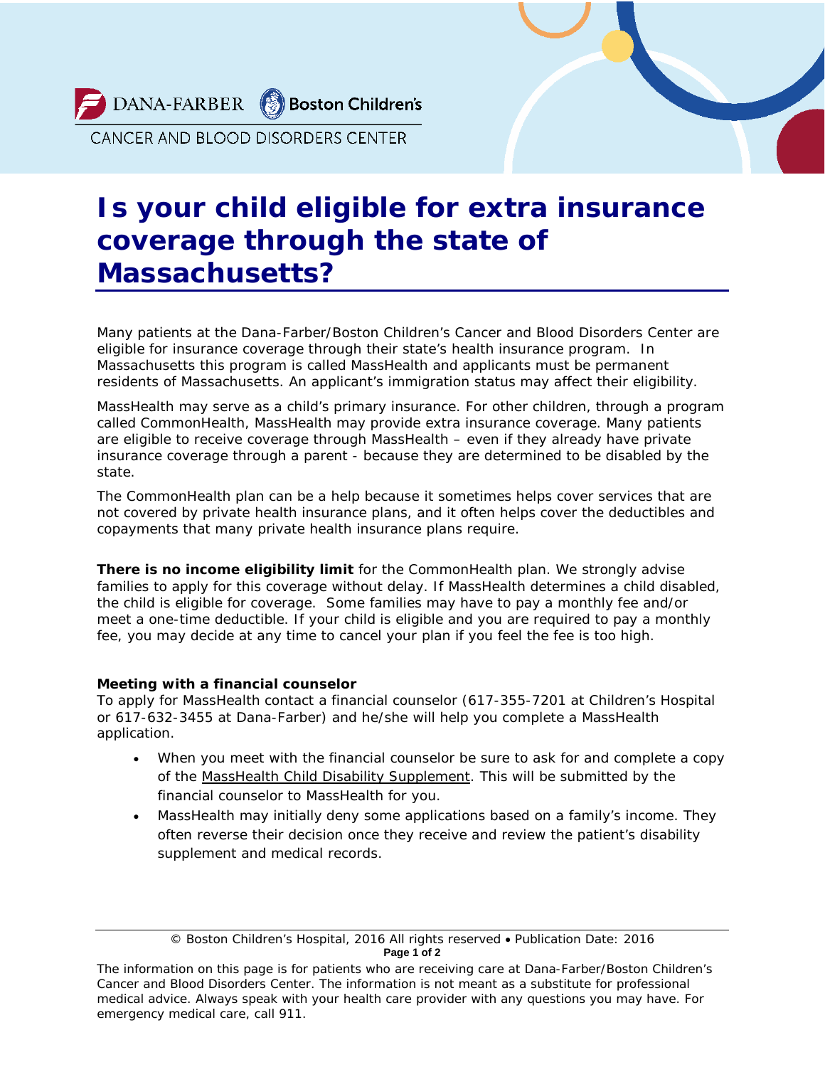DANA-FARBER Boston Children's

CANCER AND BLOOD DISORDERS CENTER

# Is your child eligible for extra insurance coverage through the state of Massachusetts?

Many patients at the Dana-Farber/Boston Children's Cancer and Blood Disorders Center are eligible for insurance coverage through their state's health insurance program. In Massachusetts this program is called MassHealth and applicants must be permanent residents of Massachusetts. An applicant's immigration status may affect their eligibility.

MassHealth may serve as a child's primary insurance. For other children, through a program called CommonHealth, MassHealth may provide extra insurance coverage. Many patients are eligible to receive coverage through MassHealth – even if they already have private insurance coverage through a parent - because they are determined to be disabled by the state.

The CommonHealth plan can be a help because it sometimes helps cover services that are not covered by private health insurance plans, and it often helps cover the deductibles and copayments that many private health insurance plans require.

**There is no income eligibility limit** for the CommonHealth plan. We strongly advise families to apply for this coverage without delay. If MassHealth determines a child disabled, the child is eligible for coverage. Some families may have to pay a monthly fee and/or meet a one-time deductible. If your child is eligible and you are required to pay a monthly fee, you may decide at any time to cancel your plan if you feel the fee is too high.

**Meeting with a financial counselor**

To apply for MassHealth contact a financial counselor (617-355-7201 at Children's Hospital or 617-632-3455 at Dana-Farber) and he/she will help you complete a MassHealth application.

- When you meet with the financial counselor be sure to ask for and complete a copy of the MassHealth Child Disability Supplement. This will be submitted by the financial counselor to MassHealth for you.
- MassHealth may initially deny some applications based on a family's income. They often reverse their decision once they receive and review the patient's disability supplement and medical records.

© Boston Children's Hospital, 2016 All rights reserved • Publication Date: 2016

The information on this page is for patients who are receiving care at Dana-Farber/Boston Children's Cancer and Blood Disorders Center. The information is not meant as a substitute for professional medical advice. Always speak with your health care provider with any questions you may have. For emergency medical care, call 911.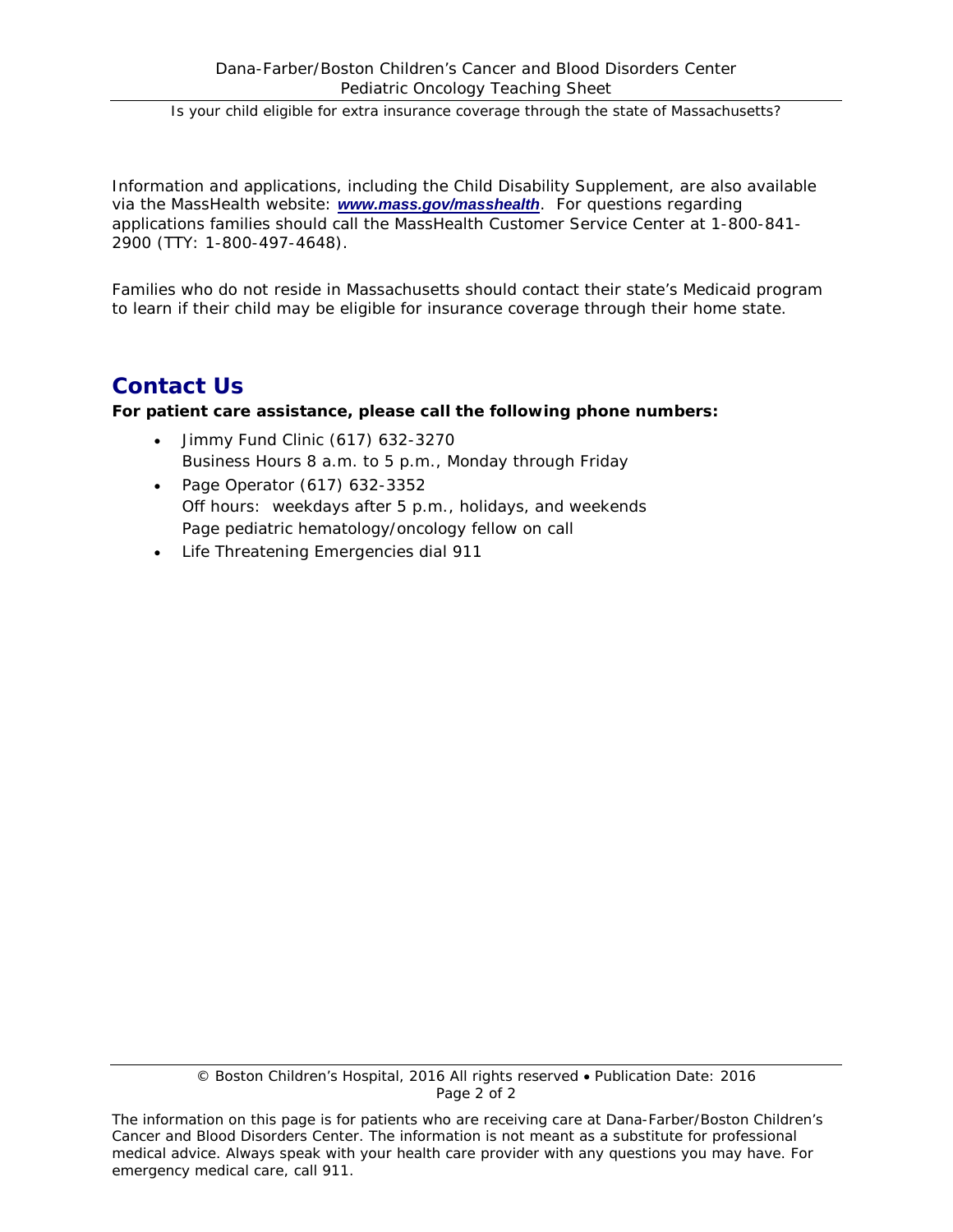Information and applications, including the Child Disability Supplement, are also available via the MassHealth website: ***www.mass.gov/masshealth***. For questions regarding applications families should call the MassHealth Customer Service Center at 1-800-841-2900 (TTY: 1-800-497-4648).

Families who do not reside in Massachusetts should contact their state's Medicaid program to learn if their child may be eligible for insurance coverage through their home state.

## Contact Us

**For patient care assistance, please call the following phone numbers:**

- Jimmy Fund Clinic (617) 632-3270
  Business Hours 8 a.m. to 5 p.m., Monday through Friday
- Page Operator (617) 632-3352
  Off hours: weekdays after 5 p.m., holidays, and weekends
  Page pediatric hematology/oncology fellow on call
- Life Threatening Emergencies dial 911

© Boston Children's Hospital, 2016 All rights reserved • Publication Date: 2016

The information on this page is for patients who are receiving care at Dana-Farber/Boston Children's Cancer and Blood Disorders Center. The information is not meant as a substitute for professional medical advice. Always speak with your health care provider with any questions you may have. For emergency medical care, call 911.